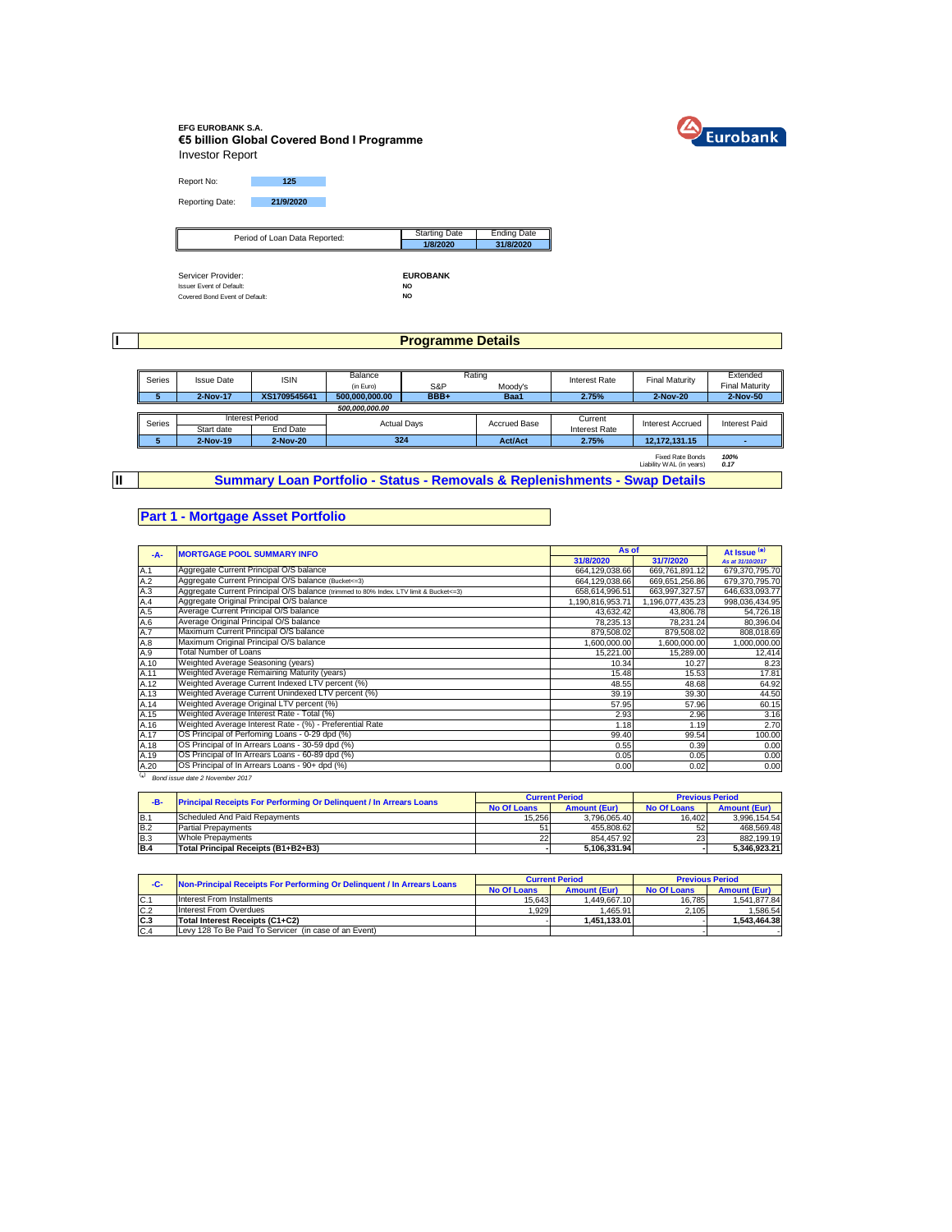**EFG EUROBANK S.A.**
**€5 billion Global Covered Bond I Programme**
Investor Report

Report No: **125**

Reporting Date: **21/9/2020**

| Period of Loan Data Reported: | Starting Date | Ending Date |
|---|---|---|
| | **1/8/2020** | **31/8/2020** |

Servicer Provider: **EUROBANK**
Issuer Event of Default: **NO**
Covered Bond Event of Default: **NO**

# I Programme Details

| Series | Issue Date | ISIN | Balance (in Euro) | Rating S&P | Rating Moody's | Interest Rate | Final Maturity | Extended Final Maturity |
|---|---|---|---|---|---|---|---|---|
| **5** | **2-Nov-17** | **XS1709545641** | **500,000,000.00** | **BBB+** | **Baa1** | **2.75%** | **2-Nov-20** | **2-Nov-50** |
| | | | ***500,000,000.00*** | | | | | |

| Series | Interest Period Start date | Interest Period End Date | Actual Days | Accrued Base | Current Interest Rate | Interest Accrued | Interest Paid |
|---|---|---|---|---|---|---|---|
| **5** | **2-Nov-19** | **2-Nov-20** | **324** | **Act/Act** | **2.75%** | **12,172,131.15** | **-** |

Fixed Rate Bonds ***100%***
Liability WAL (in years) ***0.17***

# II Summary Loan Portfolio - Status - Removals & Replenishments - Swap Details

## Part 1 - Mortgage Asset Portfolio

| -A- | MORTGAGE POOL SUMMARY INFO | As of 31/8/2020 | As of 31/7/2020 | At Issue (*) As at 31/10/2017 |
|---|---|---|---|---|
| A.1 | Aggregate Current Principal O/S balance | 664,129,038.66 | 669,761,891.12 | 679,370,795.70 |
| A.2 | Aggregate Current Principal O/S balance (Bucket<=3) | 664,129,038.66 | 669,651,256.86 | 679,370,795.70 |
| A.3 | Aggregate Current Principal O/S balance (trimmed to 80% Index. LTV limit & Bucket<=3) | 658,614,996.51 | 663,997,327.57 | 646,633,093.77 |
| A.4 | Aggregate Original Principal O/S balance | 1,190,816,953.71 | 1,196,077,435.23 | 998,036,434.95 |
| A.5 | Average Current Principal O/S balance | 43,632.42 | 43,806.78 | 54,726.18 |
| A.6 | Average Original Principal O/S balance | 78,235.13 | 78,231.24 | 80,396.04 |
| A.7 | Maximum Current Principal O/S balance | 879,508.02 | 879,508.02 | 808,018.69 |
| A.8 | Maximum Original Principal O/S balance | 1,600,000.00 | 1,600,000.00 | 1,000,000.00 |
| A.9 | Total Number of Loans | 15,221.00 | 15,289.00 | 12,414 |
| A.10 | Weighted Average Seasoning (years) | 10.34 | 10.27 | 8.23 |
| A.11 | Weighted Average Remaining Maturity (years) | 15.48 | 15.53 | 17.81 |
| A.12 | Weighted Average Current Indexed LTV percent (%) | 48.55 | 48.68 | 64.92 |
| A.13 | Weighted Average Current Unindexed LTV percent (%) | 39.19 | 39.30 | 44.50 |
| A.14 | Weighted Average Original LTV percent (%) | 57.95 | 57.96 | 60.15 |
| A.15 | Weighted Average Interest Rate - Total (%) | 2.93 | 2.96 | 3.16 |
| A.16 | Weighted Average Interest Rate - (%) - Preferential Rate | 1.18 | 1.19 | 2.70 |
| A.17 | OS Principal of Perfoming Loans - 0-29 dpd (%) | 99.40 | 99.54 | 100.00 |
| A.18 | OS Principal of In Arrears Loans - 30-59 dpd (%) | 0.55 | 0.39 | 0.00 |
| A.19 | OS Principal of In Arrears Loans - 60-89 dpd (%) | 0.05 | 0.05 | 0.00 |
| A.20 | OS Principal of In Arrears Loans - 90+ dpd (%) | 0.00 | 0.02 | 0.00 |

(*) *Bond issue date 2 November 2017*

| -B- | Principal Receipts For Performing Or Delinquent / In Arrears Loans | Current Period No Of Loans | Current Period Amount (Eur) | Previous Period No Of Loans | Previous Period Amount (Eur) |
|---|---|---|---|---|---|
| B.1 | Scheduled And Paid Repayments | 15,256 | 3,796,065.40 | 16,402 | 3,996,154.54 |
| B.2 | Partial Prepayments | 51 | 455,808.62 | 52 | 468,569.48 |
| B.3 | Whole Prepayments | 22 | 854,457.92 | 23 | 882,199.19 |
| **B.4** | **Total Principal Receipts (B1+B2+B3)** | **-** | **5,106,331.94** | **-** | **5,346,923.21** |

| -C- | Non-Principal Receipts For Performing Or Delinquent / In Arrears Loans | Current Period No Of Loans | Current Period Amount (Eur) | Previous Period No Of Loans | Previous Period Amount (Eur) |
|---|---|---|---|---|---|
| C.1 | Interest From Installments | 15,643 | 1,449,667.10 | 16,785 | 1,541,877.84 |
| C.2 | Interest From Overdues | 1,929 | 1,465.91 | 2,105 | 1,586.54 |
| **C.3** | **Total Interest Receipts (C1+C2)** | - | **1,451,133.01** | - | **1,543,464.38** |
| C.4 | Levy 128 To Be Paid To Servicer (in case of an Event) | | | | - |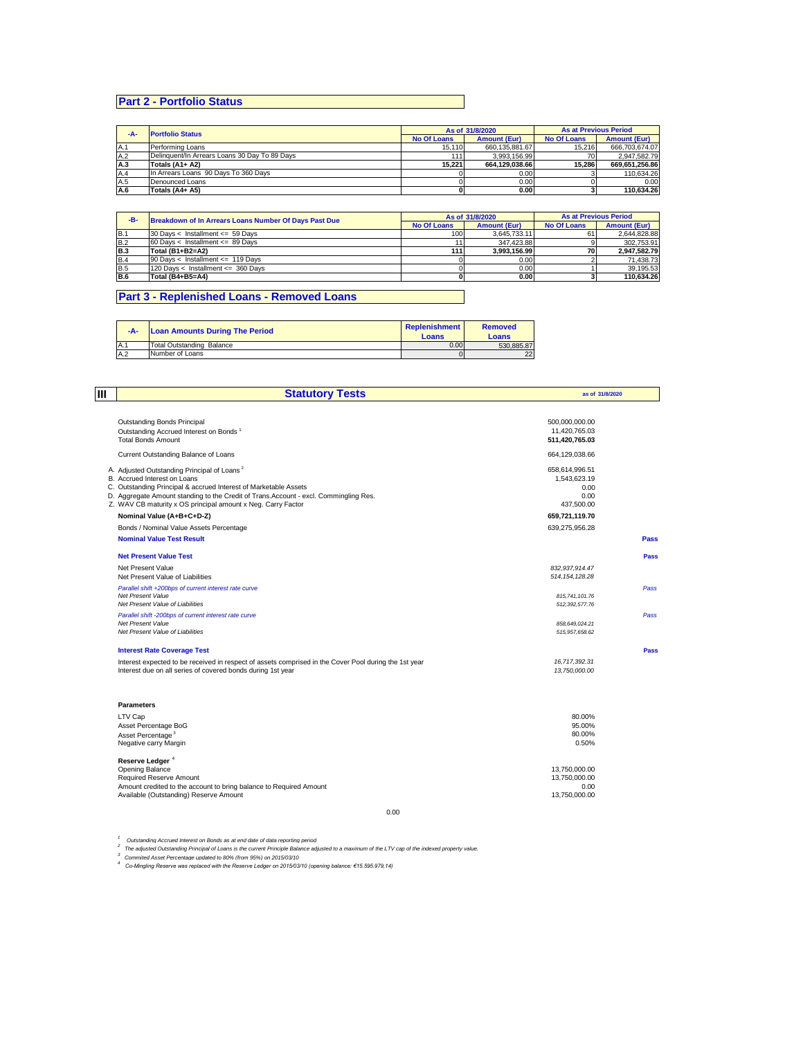## Part 2 - Portfolio Status

| -A- | Portfolio Status | As of 31/8/2020 | | As at Previous Period | |
|---|---|---|---|---|---|
| | | No Of Loans | Amount (Eur) | No Of Loans | Amount (Eur) |
| A.1 | Performing Loans | 15,110 | 660,135,881.67 | 15,216 | 666,703,674.07 |
| A.2 | Delinquent/In Arrears Loans 30 Day To 89 Days | 111 | 3,993,156.99 | 70 | 2,947,582.79 |
| **A.3** | **Totals (A1+ A2)** | **15,221** | **664,129,038.66** | **15,286** | **669,651,256.86** |
| A.4 | In Arrears Loans 90 Days To 360 Days | 0 | 0.00 | 3 | 110,634.26 |
| A.5 | Denounced Loans | 0 | 0.00 | 0 | 0.00 |
| **A.6** | **Totals (A4+ A5)** | **0** | **0.00** | **3** | **110,634.26** |

| -B- | Breakdown of In Arrears Loans Number Of Days Past Due | As of 31/8/2020 | | As at Previous Period | |
|---|---|---|---|---|---|
| | | No Of Loans | Amount (Eur) | No Of Loans | Amount (Eur) |
| B.1 | 30 Days < Installment <= 59 Days | 100 | 3,645,733.11 | 61 | 2,644,828.88 |
| B.2 | 60 Days < Installment <= 89 Days | 11 | 347,423.88 | 9 | 302,753.91 |
| **B.3** | **Total (B1+B2=A2)** | **111** | **3,993,156.99** | **70** | **2,947,582.79** |
| B.4 | 90 Days < Installment <= 119 Days | 0 | 0.00 | 2 | 71,438.73 |
| B.5 | 120 Days < Installment <= 360 Days | 0 | 0.00 | 1 | 39,195.53 |
| **B.6** | **Total (B4+B5=A4)** | **0** | **0.00** | **3** | **110,634.26** |

## Part 3 - Replenished Loans - Removed Loans

| -A- | Loan Amounts During The Period | Replenishment Loans | Removed Loans |
|---|---|---|---|
| A.1 | Total Outstanding Balance | 0.00 | 530,885.87 |
| A.2 | Number of Loans | 0 | 22 |

## III Statutory Tests

as of 31/8/2020

| | | |
|---|---|---|
| Outstanding Bonds Principal | 500,000,000.00 | |
| Outstanding Accrued Interest on Bonds [1] | 11,420,765.03 | |
| Total Bonds Amount | **511,420,765.03** | |
| Current Outstanding Balance of Loans | 664,129,038.66 | |
| A. Adjusted Outstanding Principal of Loans [2] | 658,614,996.51 | |
| B. Accrued Interest on Loans | 1,543,623.19 | |
| C. Outstanding Principal & accrued Interest of Marketable Assets | 0.00 | |
| D. Aggregate Amount standing to the Credit of Trans.Account - excl. Commingling Res. | 0.00 | |
| Z. WAV CB maturity x OS principal amount x Neg. Carry Factor | 437,500.00 | |
| **Nominal Value (A+B+C+D-Z)** | **659,721,119.70** | |
| Bonds / Nominal Value Assets Percentage | 639,275,956.28 | |
| **Nominal Value Test Result** | | **Pass** |
| **Net Present Value Test** | | **Pass** |
| Net Present Value | *832,937,914.47* | |
| Net Present Value of Liabilities | *514,154,128.28* | |
| *Parallel shift +200bps of current interest rate curve* | | *Pass* |
| *Net Present Value* | *815,741,101.76* | |
| *Net Present Value of Liabilities* | *512,392,577.76* | |
| *Parallel shift -200bps of current interest rate curve* | | *Pass* |
| *Net Present Value* | *858,649,024.21* | |
| *Net Present Value of Liabilities* | *515,957,658.62* | |
| **Interest Rate Coverage Test** | | **Pass** |
| Interest expected to be received in respect of assets comprised in the Cover Pool during the 1st year | *16,717,392.31* | |
| Interest due on all series of covered bonds during 1st year | *13,750,000.00* | |

**Parameters**

| | |
|---|---|
| LTV Cap | 80.00% |
| Asset Percentage BoG | 95.00% |
| Asset Percentage [3] | 80.00% |
| Negative carry Margin | 0.50% |

**Reserve Ledger** [4]

| | |
|---|---|
| Opening Balance | 13,750,000.00 |
| Required Reserve Amount | 13,750,000.00 |
| Amount credited to the account to bring balance to Required Amount | 0.00 |
| Available (Outstanding) Reserve Amount | 13,750,000.00 |

0.00

[1] *Outstanding Accrued Interest on Bonds as at end date of data reporting period*

[2] *The adjusted Outstanding Principal of Loans is the current Principle Balance adjusted to a maximum of the LTV cap of the indexed property value.*

[3] *Commited Asset Percentage updated to 80% (from 95%) on 2015/03/10*

[4] *Co-Mingling Reserve was replaced with the Reserve Ledger on 2015/03/10 (opening balance: €15.595.979,14)*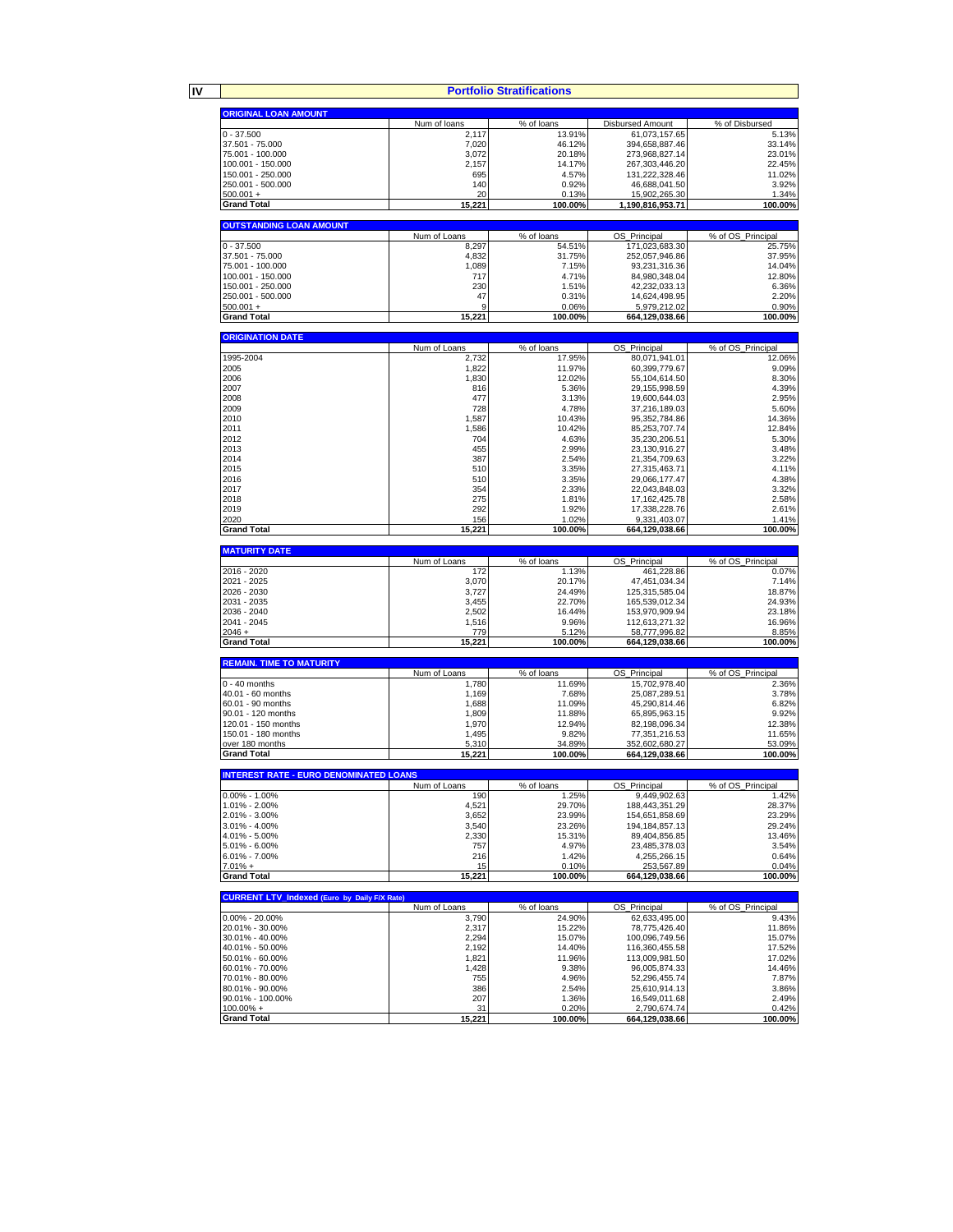## IV Portfolio Stratifications

| ORIGINAL LOAN AMOUNT | Num of loans | % of loans | Disbursed Amount | % of Disbursed |
|---|---|---|---|---|
| 0 - 37.500 | 2,117 | 13.91% | 61,073,157.65 | 5.13% |
| 37.501 - 75.000 | 7,020 | 46.12% | 394,658,887.46 | 33.14% |
| 75.001 - 100.000 | 3,072 | 20.18% | 273,968,827.14 | 23.01% |
| 100.001 - 150.000 | 2,157 | 14.17% | 267,303,446.20 | 22.45% |
| 150.001 - 250.000 | 695 | 4.57% | 131,222,328.46 | 11.02% |
| 250.001 - 500.000 | 140 | 0.92% | 46,688,041.50 | 3.92% |
| 500.001 + | 20 | 0.13% | 15,902,265.30 | 1.34% |
| **Grand Total** | **15,221** | **100.00%** | **1,190,816,953.71** | **100.00%** |

| OUTSTANDING LOAN AMOUNT | Num of Loans | % of loans | OS_Principal | % of OS_Principal |
|---|---|---|---|---|
| 0 - 37.500 | 8,297 | 54.51% | 171,023,683.30 | 25.75% |
| 37.501 - 75.000 | 4,832 | 31.75% | 252,057,946.86 | 37.95% |
| 75.001 - 100.000 | 1,089 | 7.15% | 93,231,316.36 | 14.04% |
| 100.001 - 150.000 | 717 | 4.71% | 84,980,348.04 | 12.80% |
| 150.001 - 250.000 | 230 | 1.51% | 42,232,033.13 | 6.36% |
| 250.001 - 500.000 | 47 | 0.31% | 14,624,498.95 | 2.20% |
| 500.001 + | 9 | 0.06% | 5,979,212.02 | 0.90% |
| **Grand Total** | **15,221** | **100.00%** | **664,129,038.66** | **100.00%** |

| ORIGINATION DATE | Num of Loans | % of loans | OS_Principal | % of OS_Principal |
|---|---|---|---|---|
| 1995-2004 | 2,732 | 17.95% | 80,071,941.01 | 12.06% |
| 2005 | 1,822 | 11.97% | 60,399,779.67 | 9.09% |
| 2006 | 1,830 | 12.02% | 55,104,614.50 | 8.30% |
| 2007 | 816 | 5.36% | 29,155,998.59 | 4.39% |
| 2008 | 477 | 3.13% | 19,600,644.03 | 2.95% |
| 2009 | 728 | 4.78% | 37,216,189.03 | 5.60% |
| 2010 | 1,587 | 10.43% | 95,352,784.86 | 14.36% |
| 2011 | 1,586 | 10.42% | 85,253,707.74 | 12.84% |
| 2012 | 704 | 4.63% | 35,230,206.51 | 5.30% |
| 2013 | 455 | 2.99% | 23,130,916.27 | 3.48% |
| 2014 | 387 | 2.54% | 21,354,709.63 | 3.22% |
| 2015 | 510 | 3.35% | 27,315,463.71 | 4.11% |
| 2016 | 510 | 3.35% | 29,066,177.47 | 4.38% |
| 2017 | 354 | 2.33% | 22,043,848.03 | 3.32% |
| 2018 | 275 | 1.81% | 17,162,425.78 | 2.58% |
| 2019 | 292 | 1.92% | 17,338,228.76 | 2.61% |
| 2020 | 156 | 1.02% | 9,331,403.07 | 1.41% |
| **Grand Total** | **15,221** | **100.00%** | **664,129,038.66** | **100.00%** |

| MATURITY DATE | Num of Loans | % of loans | OS_Principal | % of OS_Principal |
|---|---|---|---|---|
| 2016 - 2020 | 172 | 1.13% | 461,228.86 | 0.07% |
| 2021 - 2025 | 3,070 | 20.17% | 47,451,034.34 | 7.14% |
| 2026 - 2030 | 3,727 | 24.49% | 125,315,585.04 | 18.87% |
| 2031 - 2035 | 3,455 | 22.70% | 165,539,012.34 | 24.93% |
| 2036 - 2040 | 2,502 | 16.44% | 153,970,909.94 | 23.18% |
| 2041 - 2045 | 1,516 | 9.96% | 112,613,271.32 | 16.96% |
| 2046 + | 779 | 5.12% | 58,777,996.82 | 8.85% |
| **Grand Total** | **15,221** | **100.00%** | **664,129,038.66** | **100.00%** |

| REMAIN. TIME TO MATURITY | Num of Loans | % of loans | OS_Principal | % of OS_Principal |
|---|---|---|---|---|
| 0 - 40 months | 1,780 | 11.69% | 15,702,978.40 | 2.36% |
| 40.01 - 60 months | 1,169 | 7.68% | 25,087,289.51 | 3.78% |
| 60.01 - 90 months | 1,688 | 11.09% | 45,290,814.46 | 6.82% |
| 90.01 - 120 months | 1,809 | 11.88% | 65,895,963.15 | 9.92% |
| 120.01 - 150 months | 1,970 | 12.94% | 82,198,096.34 | 12.38% |
| 150.01 - 180 months | 1,495 | 9.82% | 77,351,216.53 | 11.65% |
| over 180 months | 5,310 | 34.89% | 352,602,680.27 | 53.09% |
| **Grand Total** | **15,221** | **100.00%** | **664,129,038.66** | **100.00%** |

| INTEREST RATE - EURO DENOMINATED LOANS | Num of Loans | % of loans | OS_Principal | % of OS_Principal |
|---|---|---|---|---|
| 0.00% - 1.00% | 190 | 1.25% | 9,449,902.63 | 1.42% |
| 1.01% - 2.00% | 4,521 | 29.70% | 188,443,351.29 | 28.37% |
| 2.01% - 3.00% | 3,652 | 23.99% | 154,651,858.69 | 23.29% |
| 3.01% - 4.00% | 3,540 | 23.26% | 194,184,857.13 | 29.24% |
| 4.01% - 5.00% | 2,330 | 15.31% | 89,404,856.85 | 13.46% |
| 5.01% - 6.00% | 757 | 4.97% | 23,485,378.03 | 3.54% |
| 6.01% - 7.00% | 216 | 1.42% | 4,255,266.15 | 0.64% |
| 7.01% + | 15 | 0.10% | 253,567.89 | 0.04% |
| **Grand Total** | **15,221** | **100.00%** | **664,129,038.66** | **100.00%** |

| CURRENT LTV_Indexed (Euro by Daily F/X Rate) | Num of Loans | % of loans | OS_Principal | % of OS_Principal |
|---|---|---|---|---|
| 0.00% - 20.00% | 3,790 | 24.90% | 62,633,495.00 | 9.43% |
| 20.01% - 30.00% | 2,317 | 15.22% | 78,775,426.40 | 11.86% |
| 30.01% - 40.00% | 2,294 | 15.07% | 100,096,749.56 | 15.07% |
| 40.01% - 50.00% | 2,192 | 14.40% | 116,360,455.58 | 17.52% |
| 50.01% - 60.00% | 1,821 | 11.96% | 113,009,981.50 | 17.02% |
| 60.01% - 70.00% | 1,428 | 9.38% | 96,005,874.33 | 14.46% |
| 70.01% - 80.00% | 755 | 4.96% | 52,296,455.74 | 7.87% |
| 80.01% - 90.00% | 386 | 2.54% | 25,610,914.13 | 3.86% |
| 90.01% - 100.00% | 207 | 1.36% | 16,549,011.68 | 2.49% |
| 100.00% + | 31 | 0.20% | 2,790,674.74 | 0.42% |
| **Grand Total** | **15,221** | **100.00%** | **664,129,038.66** | **100.00%** |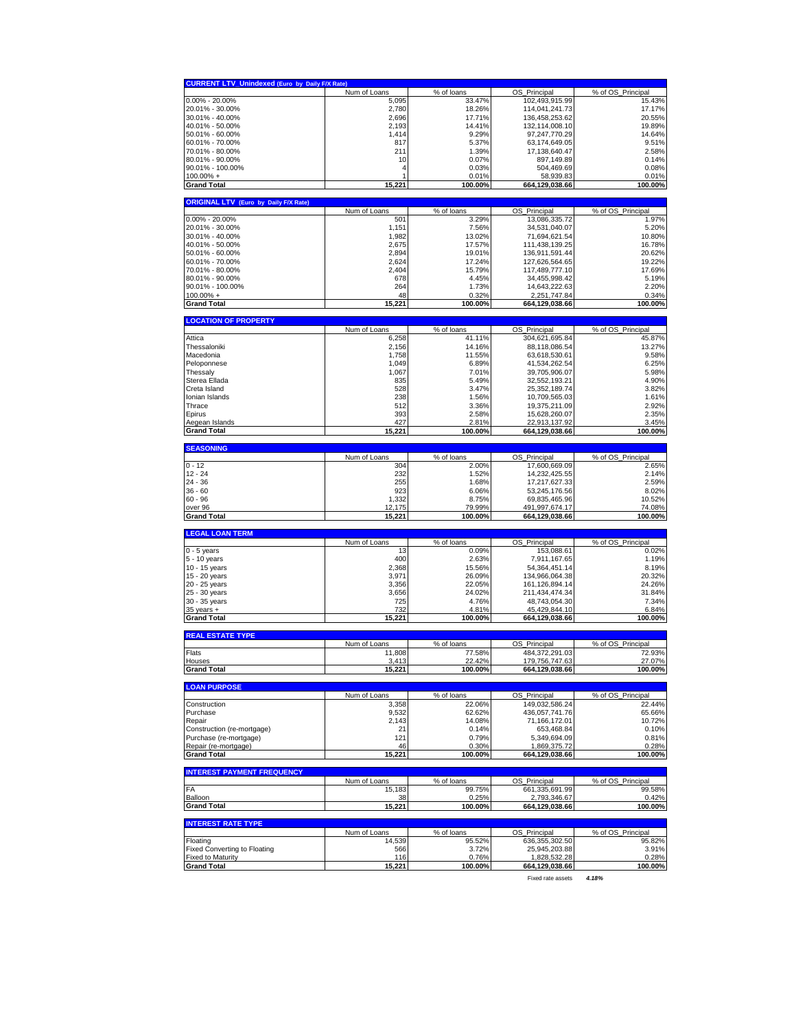| CURRENT LTV_Unindexed (Euro by Daily F/X Rate) | Num of Loans | % of loans | OS_Principal | % of OS_Principal |
|---|---|---|---|---|
| 0.00% - 20.00% | 5,095 | 33.47% | 102,493,915.99 | 15.43% |
| 20.01% - 30.00% | 2,780 | 18.26% | 114,041,241.73 | 17.17% |
| 30.01% - 40.00% | 2,696 | 17.71% | 136,458,253.62 | 20.55% |
| 40.01% - 50.00% | 2,193 | 14.41% | 132,114,008.10 | 19.89% |
| 50.01% - 60.00% | 1,414 | 9.29% | 97,247,770.29 | 14.64% |
| 60.01% - 70.00% | 817 | 5.37% | 63,174,649.05 | 9.51% |
| 70.01% - 80.00% | 211 | 1.39% | 17,138,640.47 | 2.58% |
| 80.01% - 90.00% | 10 | 0.07% | 897,149.89 | 0.14% |
| 90.01% - 100.00% | 4 | 0.03% | 504,469.69 | 0.08% |
| 100.00% + | 1 | 0.01% | 58,939.83 | 0.01% |
| **Grand Total** | **15,221** | **100.00%** | **664,129,038.66** | **100.00%** |

| ORIGINAL LTV (Euro by Daily F/X Rate) | Num of Loans | % of loans | OS_Principal | % of OS_Principal |
|---|---|---|---|---|
| 0.00% - 20.00% | 501 | 3.29% | 13,086,335.72 | 1.97% |
| 20.01% - 30.00% | 1,151 | 7.56% | 34,531,040.07 | 5.20% |
| 30.01% - 40.00% | 1,982 | 13.02% | 71,694,621.54 | 10.80% |
| 40.01% - 50.00% | 2,675 | 17.57% | 111,438,139.25 | 16.78% |
| 50.01% - 60.00% | 2,894 | 19.01% | 136,911,591.44 | 20.62% |
| 60.01% - 70.00% | 2,624 | 17.24% | 127,626,564.65 | 19.22% |
| 70.01% - 80.00% | 2,404 | 15.79% | 117,489,777.10 | 17.69% |
| 80.01% - 90.00% | 678 | 4.45% | 34,455,998.42 | 5.19% |
| 90.01% - 100.00% | 264 | 1.73% | 14,643,222.63 | 2.20% |
| 100.00% + | 48 | 0.32% | 2,251,747.84 | 0.34% |
| **Grand Total** | **15,221** | **100.00%** | **664,129,038.66** | **100.00%** |

| LOCATION OF PROPERTY | Num of Loans | % of loans | OS_Principal | % of OS_Principal |
|---|---|---|---|---|
| Attica | 6,258 | 41.11% | 304,621,695.84 | 45.87% |
| Thessaloniki | 2,156 | 14.16% | 88,118,086.54 | 13.27% |
| Macedonia | 1,758 | 11.55% | 63,618,530.61 | 9.58% |
| Peloponnese | 1,049 | 6.89% | 41,534,262.54 | 6.25% |
| Thessaly | 1,067 | 7.01% | 39,705,906.07 | 5.98% |
| Sterea Ellada | 835 | 5.49% | 32,552,193.21 | 4.90% |
| Creta Island | 528 | 3.47% | 25,352,189.74 | 3.82% |
| Ionian Islands | 238 | 1.56% | 10,709,565.03 | 1.61% |
| Thrace | 512 | 3.36% | 19,375,211.09 | 2.92% |
| Epirus | 393 | 2.58% | 15,628,260.07 | 2.35% |
| Aegean Islands | 427 | 2.81% | 22,913,137.92 | 3.45% |
| **Grand Total** | **15,221** | **100.00%** | **664,129,038.66** | **100.00%** |

| SEASONING | Num of Loans | % of loans | OS_Principal | % of OS_Principal |
|---|---|---|---|---|
| 0 - 12 | 304 | 2.00% | 17,600,669.09 | 2.65% |
| 12 - 24 | 232 | 1.52% | 14,232,425.55 | 2.14% |
| 24 - 36 | 255 | 1.68% | 17,217,627.33 | 2.59% |
| 36 - 60 | 923 | 6.06% | 53,245,176.56 | 8.02% |
| 60 - 96 | 1,332 | 8.75% | 69,835,465.96 | 10.52% |
| over 96 | 12,175 | 79.99% | 491,997,674.17 | 74.08% |
| **Grand Total** | **15,221** | **100.00%** | **664,129,038.66** | **100.00%** |

| LEGAL LOAN TERM | Num of Loans | % of loans | OS_Principal | % of OS_Principal |
|---|---|---|---|---|
| 0 - 5 years | 13 | 0.09% | 153,088.61 | 0.02% |
| 5 - 10 years | 400 | 2.63% | 7,911,167.65 | 1.19% |
| 10 - 15 years | 2,368 | 15.56% | 54,364,451.14 | 8.19% |
| 15 - 20 years | 3,971 | 26.09% | 134,966,064.38 | 20.32% |
| 20 - 25 years | 3,356 | 22.05% | 161,126,894.14 | 24.26% |
| 25 - 30 years | 3,656 | 24.02% | 211,434,474.34 | 31.84% |
| 30 - 35 years | 725 | 4.76% | 48,743,054.30 | 7.34% |
| 35 years + | 732 | 4.81% | 45,429,844.10 | 6.84% |
| **Grand Total** | **15,221** | **100.00%** | **664,129,038.66** | **100.00%** |

| REAL ESTATE TYPE | Num of Loans | % of loans | OS_Principal | % of OS_Principal |
|---|---|---|---|---|
| Flats | 11,808 | 77.58% | 484,372,291.03 | 72.93% |
| Houses | 3,413 | 22.42% | 179,756,747.63 | 27.07% |
| **Grand Total** | **15,221** | **100.00%** | **664,129,038.66** | **100.00%** |

| LOAN PURPOSE | Num of Loans | % of loans | OS_Principal | % of OS_Principal |
|---|---|---|---|---|
| Construction | 3,358 | 22.06% | 149,032,586.24 | 22.44% |
| Purchase | 9,532 | 62.62% | 436,057,741.76 | 65.66% |
| Repair | 2,143 | 14.08% | 71,166,172.01 | 10.72% |
| Construction (re-mortgage) | 21 | 0.14% | 653,468.84 | 0.10% |
| Purchase (re-mortgage) | 121 | 0.79% | 5,349,694.09 | 0.81% |
| Repair (re-mortgage) | 46 | 0.30% | 1,869,375.72 | 0.28% |
| **Grand Total** | **15,221** | **100.00%** | **664,129,038.66** | **100.00%** |

| INTEREST PAYMENT FREQUENCY | Num of Loans | % of loans | OS_Principal | % of OS_Principal |
|---|---|---|---|---|
| FA | 15,183 | 99.75% | 661,335,691.99 | 99.58% |
| Balloon | 38 | 0.25% | 2,793,346.67 | 0.42% |
| **Grand Total** | **15,221** | **100.00%** | **664,129,038.66** | **100.00%** |

| INTEREST RATE TYPE | Num of Loans | % of loans | OS_Principal | % of OS_Principal |
|---|---|---|---|---|
| Floating | 14,539 | 95.52% | 636,355,302.50 | 95.82% |
| Fixed Converting to Floating | 566 | 3.72% | 25,945,203.88 | 3.91% |
| Fixed to Maturity | 116 | 0.76% | 1,828,532.28 | 0.28% |
| **Grand Total** | **15,221** | **100.00%** | **664,129,038.66** | **100.00%** |
| | | | Fixed rate assets | *4.18%* |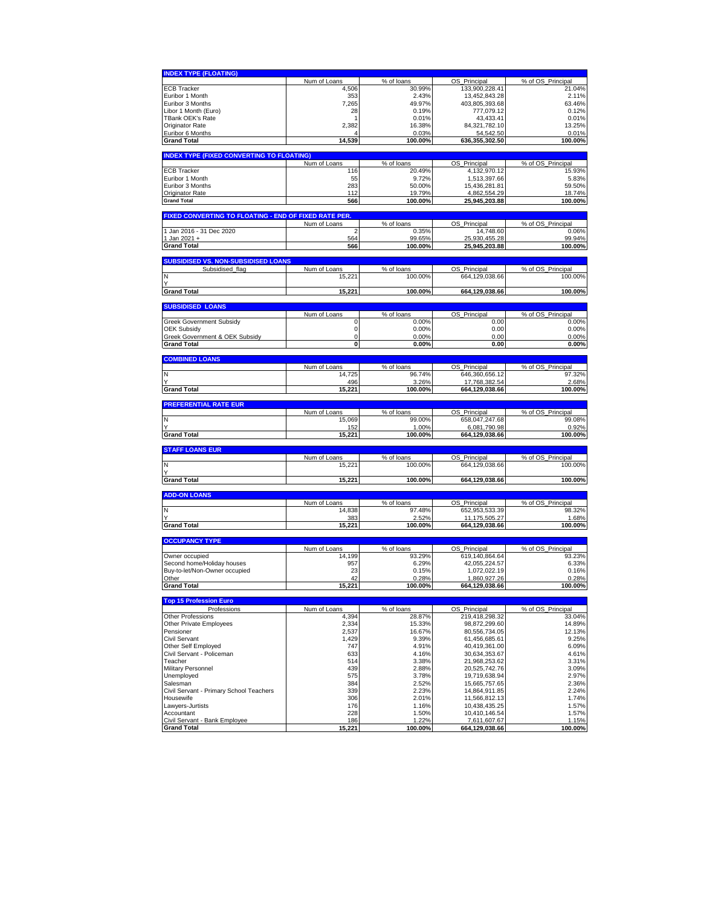| INDEX TYPE (FLOATING) | Num of Loans | % of loans | OS_Principal | % of OS_Principal |
|---|---|---|---|---|
| ECB Tracker | 4,506 | 30.99% | 133,900,228.41 | 21.04% |
| Euribor 1 Month | 353 | 2.43% | 13,452,843.28 | 2.11% |
| Euribor 3 Months | 7,265 | 49.97% | 403,805,393.68 | 63.46% |
| Libor 1 Month (Euro) | 28 | 0.19% | 777,079.12 | 0.12% |
| TBank OEK's Rate | 1 | 0.01% | 43,433.41 | 0.01% |
| Originator Rate | 2,382 | 16.38% | 84,321,782.10 | 13.25% |
| Euribor 6 Months | 4 | 0.03% | 54,542.50 | 0.01% |
| **Grand Total** | **14,539** | **100.00%** | **636,355,302.50** | **100.00%** |

| INDEX TYPE (FIXED CONVERTING TO FLOATING) | Num of Loans | % of loans | OS_Principal | % of OS_Principal |
|---|---|---|---|---|
| ECB Tracker | 116 | 20.49% | 4,132,970.12 | 15.93% |
| Euribor 1 Month | 55 | 9.72% | 1,513,397.66 | 5.83% |
| Euribor 3 Months | 283 | 50.00% | 15,436,281.81 | 59.50% |
| Originator Rate | 112 | 19.79% | 4,862,554.29 | 18.74% |
| **Grand Total** | **566** | **100.00%** | **25,945,203.88** | **100.00%** |

| FIXED CONVERTING TO FLOATING - END OF FIXED RATE PER. | Num of Loans | % of loans | OS_Principal | % of OS_Principal |
|---|---|---|---|---|
| 1 Jan 2016 - 31 Dec 2020 | 2 | 0.35% | 14,748.60 | 0.06% |
| 1 Jan 2021 + | 564 | 99.65% | 25,930,455.28 | 99.94% |
| **Grand Total** | **566** | **100.00%** | **25,945,203.88** | **100.00%** |

| SUBSIDISED VS. NON-SUBSIDISED LOANS | | | | |
|---|---|---|---|---|
| Subsidised_flag | Num of Loans | % of loans | OS_Principal | % of OS_Principal |
| N | 15,221 | 100.00% | 664,129,038.66 | 100.00% |
| Y | | | | |
| **Grand Total** | **15,221** | **100.00%** | **664,129,038.66** | **100.00%** |

| SUBSIDISED LOANS | Num of Loans | % of loans | OS_Principal | % of OS_Principal |
|---|---|---|---|---|
| Greek Government Subsidy | 0 | 0.00% | 0.00 | 0.00% |
| OEK Subsidy | 0 | 0.00% | 0.00 | 0.00% |
| Greek Government & OEK Subsidy | 0 | 0.00% | 0.00 | 0.00% |
| **Grand Total** | **0** | **0.00%** | **0.00** | **0.00%** |

| COMBINED LOANS | Num of Loans | % of loans | OS_Principal | % of OS_Principal |
|---|---|---|---|---|
| N | 14,725 | 96.74% | 646,360,656.12 | 97.32% |
| Y | 496 | 3.26% | 17,768,382.54 | 2.68% |
| **Grand Total** | **15,221** | **100.00%** | **664,129,038.66** | **100.00%** |

| PREFERENTIAL RATE EUR | Num of Loans | % of loans | OS_Principal | % of OS_Principal |
|---|---|---|---|---|
| N | 15,069 | 99.00% | 658,047,247.68 | 99.08% |
| Y | 152 | 1.00% | 6,081,790.98 | 0.92% |
| **Grand Total** | **15,221** | **100.00%** | **664,129,038.66** | **100.00%** |

| STAFF LOANS EUR | Num of Loans | % of loans | OS_Principal | % of OS_Principal |
|---|---|---|---|---|
| N | 15,221 | 100.00% | 664,129,038.66 | 100.00% |
| Y | | | | |
| **Grand Total** | **15,221** | **100.00%** | **664,129,038.66** | **100.00%** |

| ADD-ON LOANS | Num of Loans | % of loans | OS_Principal | % of OS_Principal |
|---|---|---|---|---|
| N | 14,838 | 97.48% | 652,953,533.39 | 98.32% |
| Y | 383 | 2.52% | 11,175,505.27 | 1.68% |
| **Grand Total** | **15,221** | **100.00%** | **664,129,038.66** | **100.00%** |

| OCCUPANCY TYPE | Num of Loans | % of loans | OS_Principal | % of OS_Principal |
|---|---|---|---|---|
| Owner occupied | 14,199 | 93.29% | 619,140,864.64 | 93.23% |
| Second home/Holiday houses | 957 | 6.29% | 42,055,224.57 | 6.33% |
| Buy-to-let/Non-Owner occupied | 23 | 0.15% | 1,072,022.19 | 0.16% |
| Other | 42 | 0.28% | 1,860,927.26 | 0.28% |
| **Grand Total** | **15,221** | **100.00%** | **664,129,038.66** | **100.00%** |

| Top 15 Profession Euro | | | | |
|---|---|---|---|---|
| Professions | Num of Loans | % of loans | OS_Principal | % of OS_Principal |
| Other Professions | 4,394 | 28.87% | 219,418,298.32 | 33.04% |
| Other Private Employees | 2,334 | 15.33% | 98,872,299.60 | 14.89% |
| Pensioner | 2,537 | 16.67% | 80,556,734.05 | 12.13% |
| Civil Servant | 1,429 | 9.39% | 61,456,685.61 | 9.25% |
| Other Self Employed | 747 | 4.91% | 40,419,361.00 | 6.09% |
| Civil Servant - Policeman | 633 | 4.16% | 30,634,353.67 | 4.61% |
| Teacher | 514 | 3.38% | 21,968,253.62 | 3.31% |
| Military Personnel | 439 | 2.88% | 20,525,742.76 | 3.09% |
| Unemployed | 575 | 3.78% | 19,719,638.94 | 2.97% |
| Salesman | 384 | 2.52% | 15,665,757.65 | 2.36% |
| Civil Servant - Primary School Teachers | 339 | 2.23% | 14,864,911.85 | 2.24% |
| Housewife | 306 | 2.01% | 11,566,812.13 | 1.74% |
| Lawyers-Jurtists | 176 | 1.16% | 10,438,435.25 | 1.57% |
| Accountant | 228 | 1.50% | 10,410,146.54 | 1.57% |
| Civil Servant - Bank Employee | 186 | 1.22% | 7,611,607.67 | 1.15% |
| **Grand Total** | **15,221** | **100.00%** | **664,129,038.66** | **100.00%** |